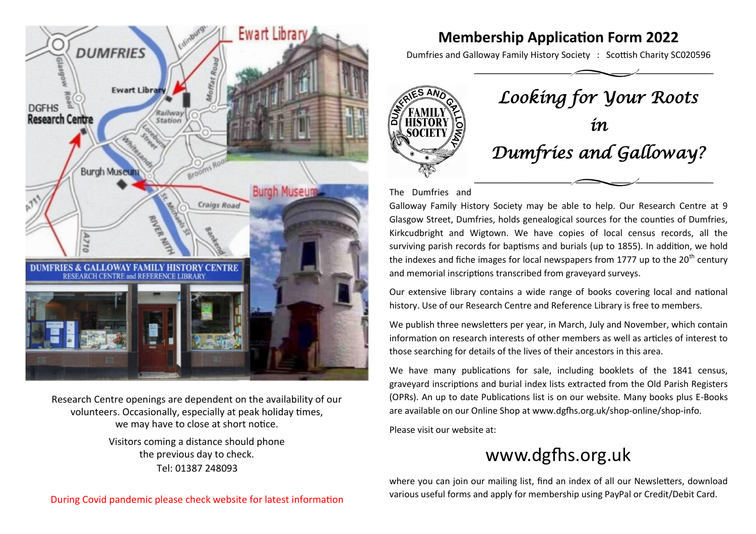Research Centre openings are dependent on the availability of our volunteers. Occasionally, especially at peak holiday times, we may have to close at short notice.

Visitors coming a distance should phone the previous day to check.
Tel: 01387 248093

During Covid pandemic please check website for latest information

# Membership Application Form 2022

Dumfries and Galloway Family History Society : Scottish Charity SC020596

## *Looking for Your Roots in Dumfries and Galloway?*

The Dumfries and Galloway Family History Society may be able to help. Our Research Centre at 9 Glasgow Street, Dumfries, holds genealogical sources for the counties of Dumfries, Kirkcudbright and Wigtown. We have copies of local census records, all the surviving parish records for baptisms and burials (up to 1855). In addition, we hold the indexes and fiche images for local newspapers from 1777 up to the 20th century and memorial inscriptions transcribed from graveyard surveys.

Our extensive library contains a wide range of books covering local and national history. Use of our Research Centre and Reference Library is free to members.

We publish three newsletters per year, in March, July and November, which contain information on research interests of other members as well as articles of interest to those searching for details of the lives of their ancestors in this area.

We have many publications for sale, including booklets of the 1841 census, graveyard inscriptions and burial index lists extracted from the Old Parish Registers (OPRs). An up to date Publications list is on our website. Many books plus E-Books are available on our Online Shop at www.dgfhs.org.uk/shop-online/shop-info.

Please visit our website at:

## www.dgfhs.org.uk

where you can join our mailing list, find an index of all our Newsletters, download various useful forms and apply for membership using PayPal or Credit/Debit Card.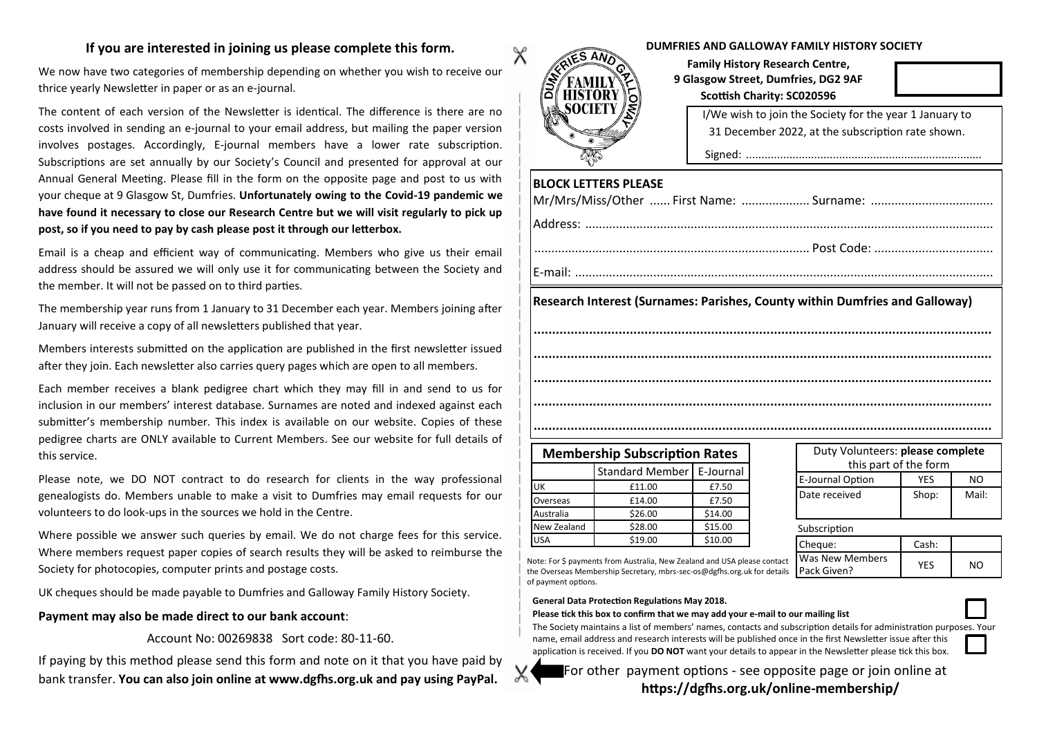## If you are interested in joining us please complete this form.

We now have two categories of membership depending on whether you wish to receive our thrice yearly Newsletter in paper or as an e-journal.

The content of each version of the Newsletter is identical. The difference is there are no costs involved in sending an e-journal to your email address, but mailing the paper version involves postages. Accordingly, E-journal members have a lower rate subscription. Subscriptions are set annually by our Society's Council and presented for approval at our Annual General Meeting. Please fill in the form on the opposite page and post to us with your cheque at 9 Glasgow St, Dumfries. **Unfortunately owing to the Covid-19 pandemic we have found it necessary to close our Research Centre but we will visit regularly to pick up post, so if you need to pay by cash please post it through our letterbox.**

Email is a cheap and efficient way of communicating. Members who give us their email address should be assured we will only use it for communicating between the Society and the member. It will not be passed on to third parties.

The membership year runs from 1 January to 31 December each year. Members joining after January will receive a copy of all newsletters published that year.

Members interests submitted on the application are published in the first newsletter issued after they join. Each newsletter also carries query pages which are open to all members.

Each member receives a blank pedigree chart which they may fill in and send to us for inclusion in our members' interest database. Surnames are noted and indexed against each submitter's membership number. This index is available on our website. Copies of these pedigree charts are ONLY available to Current Members. See our website for full details of this service.

Please note, we DO NOT contract to do research for clients in the way professional genealogists do. Members unable to make a visit to Dumfries may email requests for our volunteers to do look-ups in the sources we hold in the Centre.

Where possible we answer such queries by email. We do not charge fees for this service. Where members request paper copies of search results they will be asked to reimburse the Society for photocopies, computer prints and postage costs.

UK cheques should be made payable to Dumfries and Galloway Family History Society.

**Payment may also be made direct to our bank account**:

Account No: 00269838 Sort code: 80-11-60.

If paying by this method please send this form and note on it that you have paid by bank transfer. **You can also join online at www.dgfhs.org.uk and pay using PayPal.**

---

**DUMFRIES AND GALLOWAY FAMILY HISTORY SOCIETY**

**Family History Research Centre,**
**9 Glasgow Street, Dumfries, DG2 9AF**
**Scottish Charity: SC020596**

I/We wish to join the Society for the year 1 January to 31 December 2022, at the subscription rate shown.

Signed: ..........................................................................

**BLOCK LETTERS PLEASE**

Mr/Mrs/Miss/Other ...... First Name: .................... Surname: ....................................

Address: ......................................................................................................................

................................................................................ Post Code: ...................................

E-mail: .........................................................................................................................

**Research Interest (Surnames: Parishes, County within Dumfries and Galloway)**

..........................................................................................................................

..........................................................................................................................

..........................................................................................................................

..........................................................................................................................

..........................................................................................................................

**Membership Subscription Rates**

| | Standard Member | E-Journal |
|---|---|---|
| UK | £11.00 | £7.50 |
| Overseas | £14.00 | £7.50 |
| Australia | $26.00 | $14.00 |
| New Zealand | $28.00 | $15.00 |
| USA | $19.00 | $10.00 |

Note: For $ payments from Australia, New Zealand and USA please contact the Overseas Membership Secretary, mbrs-sec-os@dgfhs.org.uk for details of payment options.

Duty Volunteers: **please complete** this part of the form

| | | |
|---|---|---|
| E-Journal Option | YES | NO |
| Date received | Shop: | Mail: |

Subscription

| | | |
|---|---|---|
| Cheque: | Cash: | |
| Was New Members Pack Given? | YES | NO |

**General Data Protection Regulations May 2018.**

**Please tick this box to confirm that we may add your e-mail to our mailing list**

The Society maintains a list of members' names, contacts and subscription details for administration purposes. Your name, email address and research interests will be published once in the first Newsletter issue after this application is received. If you **DO NOT** want your details to appear in the Newsletter please tick this box.

For other payment options - see opposite page or join online at
**https://dgfhs.org.uk/online-membership/**